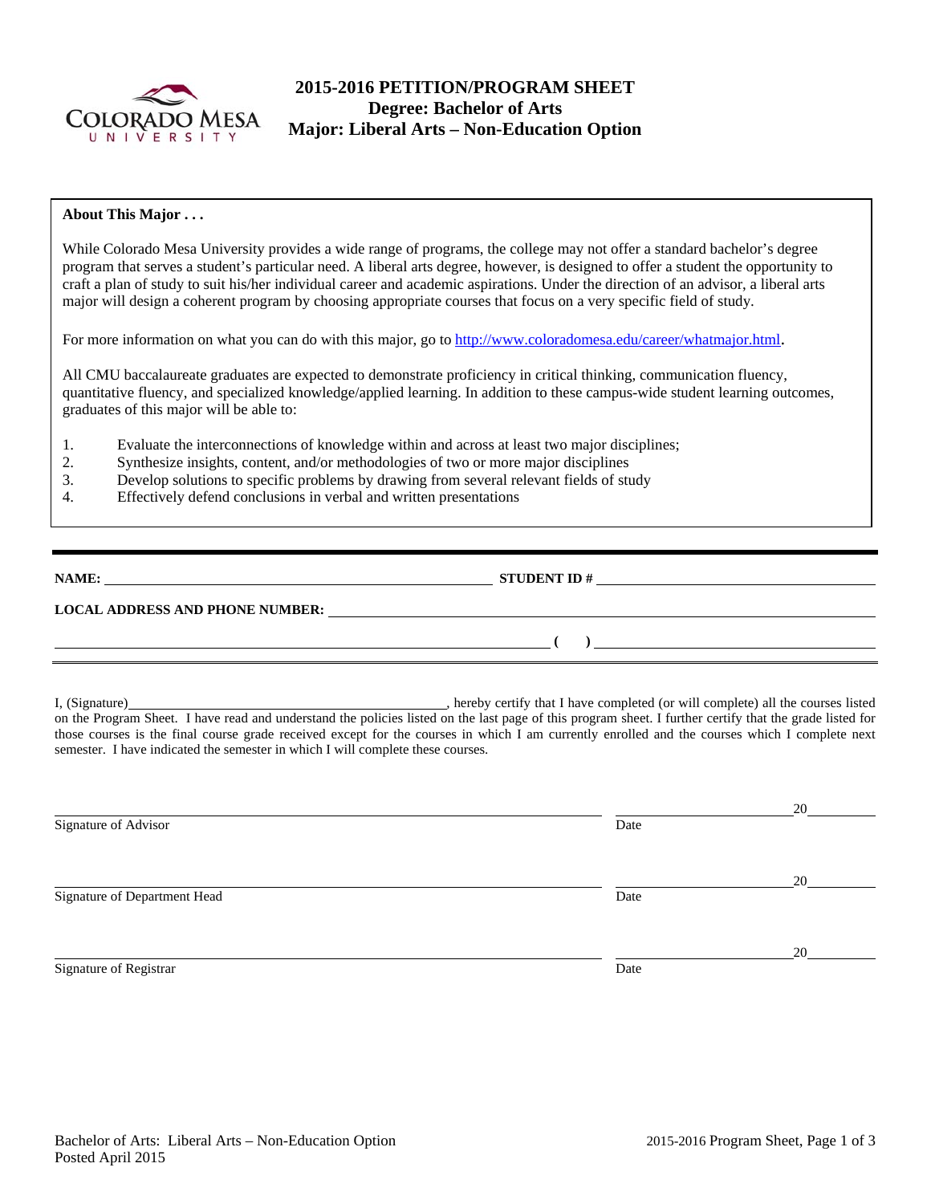# 2015-2016 PETITION/PROGRAM SHEET
## Degree: Bachelor of Arts
## Major: Liberal Arts – Non-Education Option

**About This Major . . .**

While Colorado Mesa University provides a wide range of programs, the college may not offer a standard bachelor's degree program that serves a student's particular need. A liberal arts degree, however, is designed to offer a student the opportunity to craft a plan of study to suit his/her individual career and academic aspirations. Under the direction of an advisor, a liberal arts major will design a coherent program by choosing appropriate courses that focus on a very specific field of study.

For more information on what you can do with this major, go to http://www.coloradomesa.edu/career/whatmajor.html.

All CMU baccalaureate graduates are expected to demonstrate proficiency in critical thinking, communication fluency, quantitative fluency, and specialized knowledge/applied learning. In addition to these campus-wide student learning outcomes, graduates of this major will be able to:

1. Evaluate the interconnections of knowledge within and across at least two major disciplines;
2. Synthesize insights, content, and/or methodologies of two or more major disciplines
3. Develop solutions to specific problems by drawing from several relevant fields of study
4. Effectively defend conclusions in verbal and written presentations

---

**NAME:** ______________________________ **STUDENT ID #** ______________________________

**LOCAL ADDRESS AND PHONE NUMBER:** ______________________________

______________________________ **( )** ______________________________

---

I, (Signature)______________________________, hereby certify that I have completed (or will complete) all the courses listed on the Program Sheet. I have read and understand the policies listed on the last page of this program sheet. I further certify that the grade listed for those courses is the final course grade received except for the courses in which I am currently enrolled and the courses which I complete next semester. I have indicated the semester in which I will complete these courses.

______________________________ ______________ 20______
Signature of Advisor Date

______________________________ ______________ 20______
Signature of Department Head Date

______________________________ ______________ 20______
Signature of Registrar Date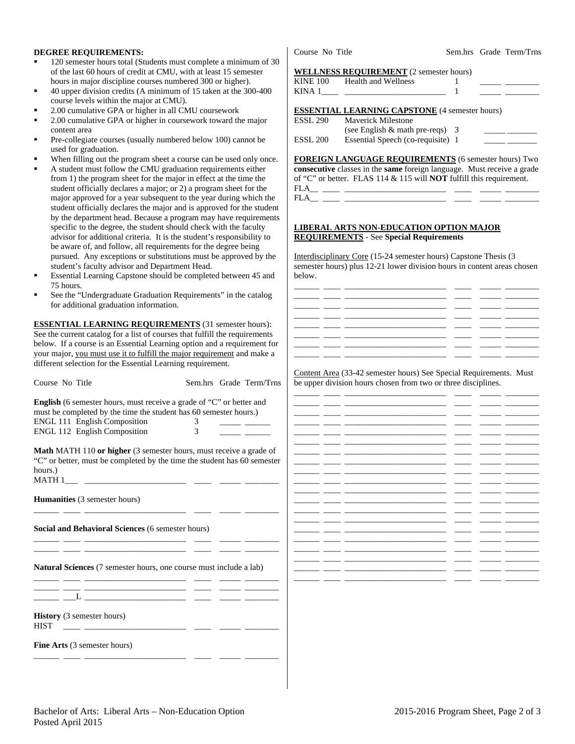**DEGREE REQUIREMENTS:**

- 120 semester hours total (Students must complete a minimum of 30 of the last 60 hours of credit at CMU, with at least 15 semester hours in major discipline courses numbered 300 or higher).
- 40 upper division credits (A minimum of 15 taken at the 300-400 course levels within the major at CMU).
- 2.00 cumulative GPA or higher in all CMU coursework
- 2.00 cumulative GPA or higher in coursework toward the major content area
- Pre-collegiate courses (usually numbered below 100) cannot be used for graduation.
- When filling out the program sheet a course can be used only once.
- A student must follow the CMU graduation requirements either from 1) the program sheet for the major in effect at the time the student officially declares a major; or 2) a program sheet for the major approved for a year subsequent to the year during which the student officially declares the major and is approved for the student by the department head. Because a program may have requirements specific to the degree, the student should check with the faculty advisor for additional criteria. It is the student's responsibility to be aware of, and follow, all requirements for the degree being pursued. Any exceptions or substitutions must be approved by the student's faculty advisor and Department Head.
- Essential Learning Capstone should be completed between 45 and 75 hours.
- See the "Undergraduate Graduation Requirements" in the catalog for additional graduation information.

**ESSENTIAL LEARNING REQUIREMENTS** (31 semester hours): See the current catalog for a list of courses that fulfill the requirements below. If a course is an Essential Learning option and a requirement for your major, you must use it to fulfill the major requirement and make a different selection for the Essential Learning requirement.

| Course No | Title | Sem.hrs | Grade | Term/Trns |
|---|---|---|---|---|
| **English** (6 semester hours, must receive a grade of "C" or better and must be completed by the time the student has 60 semester hours.) | | | | |
| ENGL 111 | English Composition | 3 | _____ | ______ |
| ENGL 112 | English Composition | 3 | _____ | ______ |
| **Math** MATH 110 **or higher** (3 semester hours, must receive a grade of "C" or better, must be completed by the time the student has 60 semester hours.) | | | | |
| MATH 1___ | ________________________ | ____ | _____ | ________ |
| **Humanities** (3 semester hours) | | | | |
| ______ ____ | ________________________ | ____ | _____ | ________ |
| **Social and Behavioral Sciences** (6 semester hours) | | | | |
| ______ ____ | ________________________ | ____ | _____ | ________ |
| ______ ____ | ________________________ | ____ | _____ | ________ |
| **Natural Sciences** (7 semester hours, one course must include a lab) | | | | |
| ______ ____ | ________________________ | ____ | _____ | ________ |
| ______ ____ | ________________________ | ____ | _____ | ________ |
| ______ ___L | ________________________ | ____ | _____ | ________ |
| **History** (3 semester hours) | | | | |
| HIST ____ | ________________________ | ____ | _____ | ________ |
| **Fine Arts** (3 semester hours) | | | | |
| ______ ____ | ________________________ | ____ | _____ | ________ |

| Course No | Title | Sem.hrs | Grade | Term/Trns |
|---|---|---|---|---|
| **WELLNESS REQUIREMENT** (2 semester hours) | | | | |
| KINE 100 | Health and Wellness | 1 | _____ | ________ |
| KINA 1____ | ________________________ | 1 | _____ | ________ |
| **ESSENTIAL LEARNING CAPSTONE** (4 semester hours) | | | | |
| ESSL 290 | Maverick Milestone (see English & math pre-reqs) | 3 | _____ | _______ |
| ESSL 200 | Essential Speech (co-requisite) | 1 | _____ | _______ |

**FOREIGN LANGUAGE REQUIREMENTS** (6 semester hours) Two **consecutive** classes in the **same** foreign language. Must receive a grade of "C" or better. FLAS 114 & 115 will **NOT** fulfill this requirement.

| Course No | Title | Sem.hrs | Grade | Term/Trns |
|---|---|---|---|---|
| FLA__ ____ | ________________________ | ____ | _____ | ________ |
| FLA__ ____ | ________________________ | ____ | _____ | ________ |

**LIBERAL ARTS NON-EDUCATION OPTION MAJOR REQUIREMENTS** - See **Special Requirements**

Interdisciplinary Core (15-24 semester hours) Capstone Thesis (3 semester hours) plus 12-21 lower division hours in content areas chosen below.

| Course No | Title | Sem.hrs | Grade | Term/Trns |
|---|---|---|---|---|
| ______ ____ | ________________________ | ____ | _____ | ________ |
| ______ ____ | ________________________ | ____ | _____ | ________ |
| ______ ____ | ________________________ | ____ | _____ | ________ |
| ______ ____ | ________________________ | ____ | _____ | ________ |
| ______ ____ | ________________________ | ____ | _____ | ________ |
| ______ ____ | ________________________ | ____ | _____ | ________ |
| ______ ____ | ________________________ | ____ | _____ | ________ |
| ______ ____ | ________________________ | ____ | _____ | ________ |

Content Area (33-42 semester hours) See Special Requirements. Must be upper division hours chosen from two or three disciplines.

| Course No | Title | Sem.hrs | Grade | Term/Trns |
|---|---|---|---|---|
| ______ ____ | ________________________ | ____ | _____ | ________ |
| ______ ____ | ________________________ | ____ | _____ | ________ |
| ______ ____ | ________________________ | ____ | _____ | ________ |
| ______ ____ | ________________________ | ____ | _____ | ________ |
| ______ ____ | ________________________ | ____ | _____ | ________ |
| ______ ____ | ________________________ | ____ | _____ | ________ |
| ______ ____ | ________________________ | ____ | _____ | ________ |
| ______ ____ | ________________________ | ____ | _____ | ________ |
| ______ ____ | ________________________ | ____ | _____ | ________ |
| ______ ____ | ________________________ | ____ | _____ | ________ |
| ______ ____ | ________________________ | ____ | _____ | ________ |
| ______ ____ | ________________________ | ____ | _____ | ________ |
| ______ ____ | ________________________ | ____ | _____ | ________ |
| ______ ____ | ________________________ | ____ | _____ | ________ |
| ______ ____ | ________________________ | ____ | _____ | ________ |
| ______ ____ | ________________________ | ____ | _____ | ________ |
| ______ ____ | ________________________ | ____ | _____ | ________ |
| ______ ____ | ________________________ | ____ | _____ | ________ |
| ______ ____ | ________________________ | ____ | _____ | ________ |
| ______ ____ | ________________________ | ____ | _____ | ________ |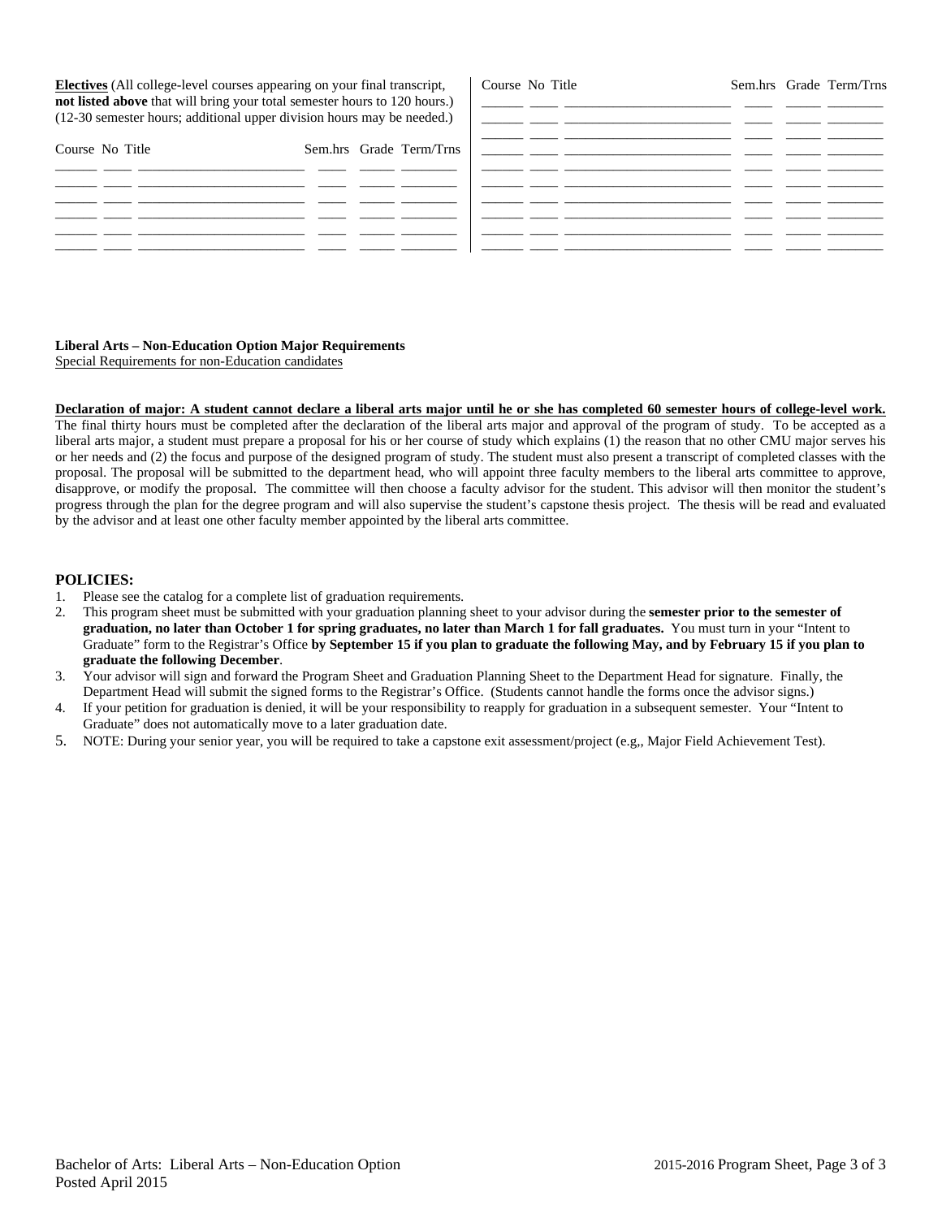**Electives** (All college-level courses appearing on your final transcript, **not listed above** that will bring your total semester hours to 120 hours.) (12-30 semester hours; additional upper division hours may be needed.)

| Course | No | Title | Sem.hrs | Grade | Term/Trns |
|---|---|---|---|---|---|
| | | | | | |
| | | | | | |
| | | | | | |
| | | | | | |
| | | | | | |
| | | | | | |

| Course | No | Title | Sem.hrs | Grade | Term/Trns |
|---|---|---|---|---|---|
| | | | | | |
| | | | | | |
| | | | | | |
| | | | | | |
| | | | | | |
| | | | | | |
| | | | | | |
| | | | | | |
| | | | | | |

**Liberal Arts – Non-Education Option Major Requirements**

Special Requirements for non-Education candidates

**Declaration of major: A student cannot declare a liberal arts major until he or she has completed 60 semester hours of college-level work.** The final thirty hours must be completed after the declaration of the liberal arts major and approval of the program of study. To be accepted as a liberal arts major, a student must prepare a proposal for his or her course of study which explains (1) the reason that no other CMU major serves his or her needs and (2) the focus and purpose of the designed program of study. The student must also present a transcript of completed classes with the proposal. The proposal will be submitted to the department head, who will appoint three faculty members to the liberal arts committee to approve, disapprove, or modify the proposal. The committee will then choose a faculty advisor for the student. This advisor will then monitor the student's progress through the plan for the degree program and will also supervise the student's capstone thesis project. The thesis will be read and evaluated by the advisor and at least one other faculty member appointed by the liberal arts committee.

## POLICIES:

1. Please see the catalog for a complete list of graduation requirements.
2. This program sheet must be submitted with your graduation planning sheet to your advisor during the **semester prior to the semester of graduation, no later than October 1 for spring graduates, no later than March 1 for fall graduates.** You must turn in your "Intent to Graduate" form to the Registrar's Office **by September 15 if you plan to graduate the following May, and by February 15 if you plan to graduate the following December**.
3. Your advisor will sign and forward the Program Sheet and Graduation Planning Sheet to the Department Head for signature. Finally, the Department Head will submit the signed forms to the Registrar's Office. (Students cannot handle the forms once the advisor signs.)
4. If your petition for graduation is denied, it will be your responsibility to reapply for graduation in a subsequent semester. Your "Intent to Graduate" does not automatically move to a later graduation date.
5. NOTE: During your senior year, you will be required to take a capstone exit assessment/project (e.g,, Major Field Achievement Test).

Bachelor of Arts: Liberal Arts – Non-Education Option
Posted April 2015